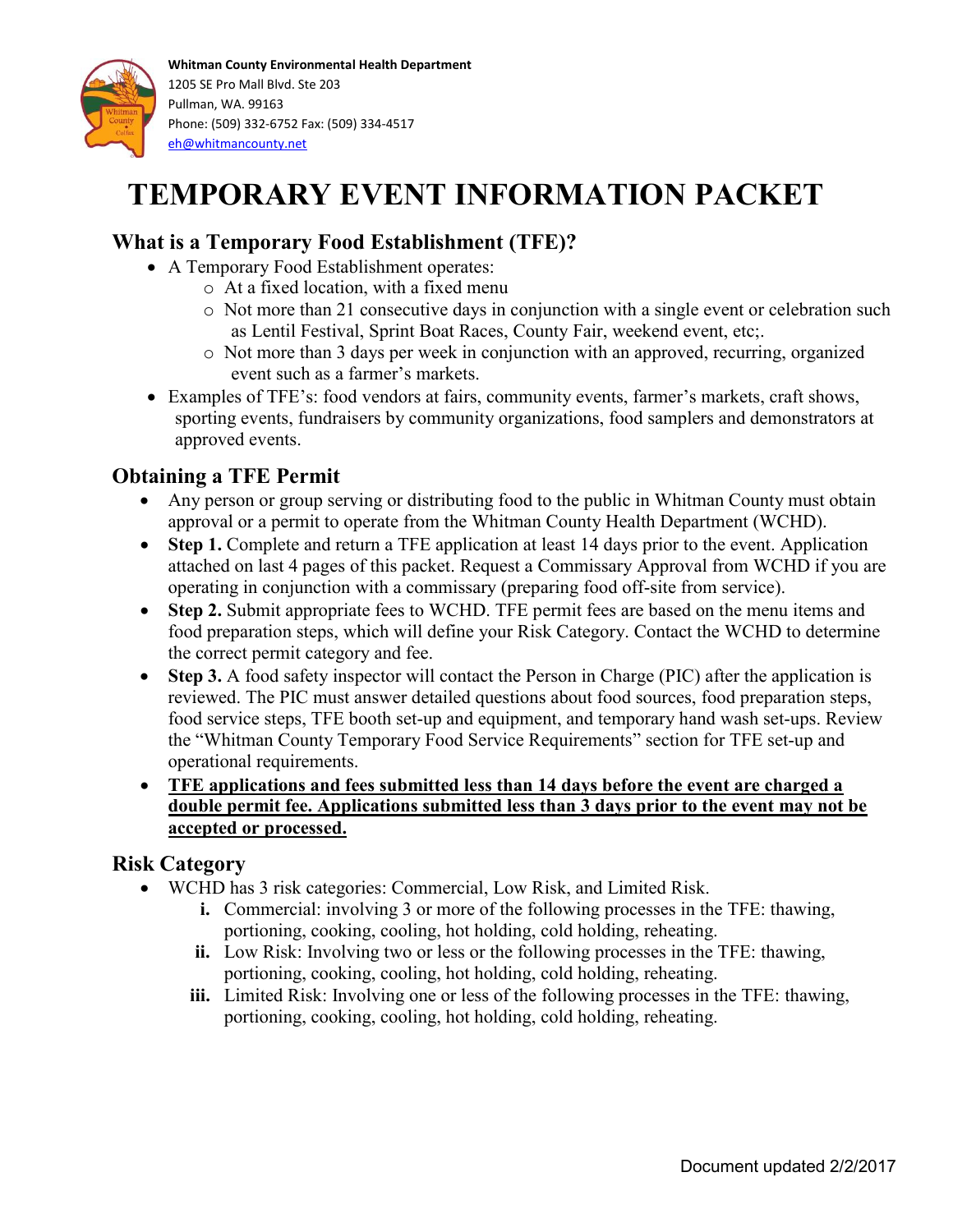**Whitman County Environmental Health Department**
1205 SE Pro Mall Blvd. Ste 203
Pullman, WA. 99163
Phone: (509) 332-6752 Fax: (509) 334-4517
eh@whitmancounty.net

# TEMPORARY EVENT INFORMATION PACKET

## What is a Temporary Food Establishment (TFE)?

- A Temporary Food Establishment operates:
  - At a fixed location, with a fixed menu
  - Not more than 21 consecutive days in conjunction with a single event or celebration such as Lentil Festival, Sprint Boat Races, County Fair, weekend event, etc;.
  - Not more than 3 days per week in conjunction with an approved, recurring, organized event such as a farmer's markets.
- Examples of TFE's: food vendors at fairs, community events, farmer's markets, craft shows, sporting events, fundraisers by community organizations, food samplers and demonstrators at approved events.

## Obtaining a TFE Permit

- Any person or group serving or distributing food to the public in Whitman County must obtain approval or a permit to operate from the Whitman County Health Department (WCHD).
- **Step 1.** Complete and return a TFE application at least 14 days prior to the event. Application attached on last 4 pages of this packet. Request a Commissary Approval from WCHD if you are operating in conjunction with a commissary (preparing food off-site from service).
- **Step 2.** Submit appropriate fees to WCHD. TFE permit fees are based on the menu items and food preparation steps, which will define your Risk Category. Contact the WCHD to determine the correct permit category and fee.
- **Step 3.** A food safety inspector will contact the Person in Charge (PIC) after the application is reviewed. The PIC must answer detailed questions about food sources, food preparation steps, food service steps, TFE booth set-up and equipment, and temporary hand wash set-ups. Review the "Whitman County Temporary Food Service Requirements" section for TFE set-up and operational requirements.
- **<u>TFE applications and fees submitted less than 14 days before the event are charged a double permit fee. Applications submitted less than 3 days prior to the event may not be accepted or processed.</u>**

## Risk Category

- WCHD has 3 risk categories: Commercial, Low Risk, and Limited Risk.
  - **i.** Commercial: involving 3 or more of the following processes in the TFE: thawing, portioning, cooking, cooling, hot holding, cold holding, reheating.
  - **ii.** Low Risk: Involving two or less or the following processes in the TFE: thawing, portioning, cooking, cooling, hot holding, cold holding, reheating.
  - **iii.** Limited Risk: Involving one or less of the following processes in the TFE: thawing, portioning, cooking, cooling, hot holding, cold holding, reheating.

Document updated 2/2/2017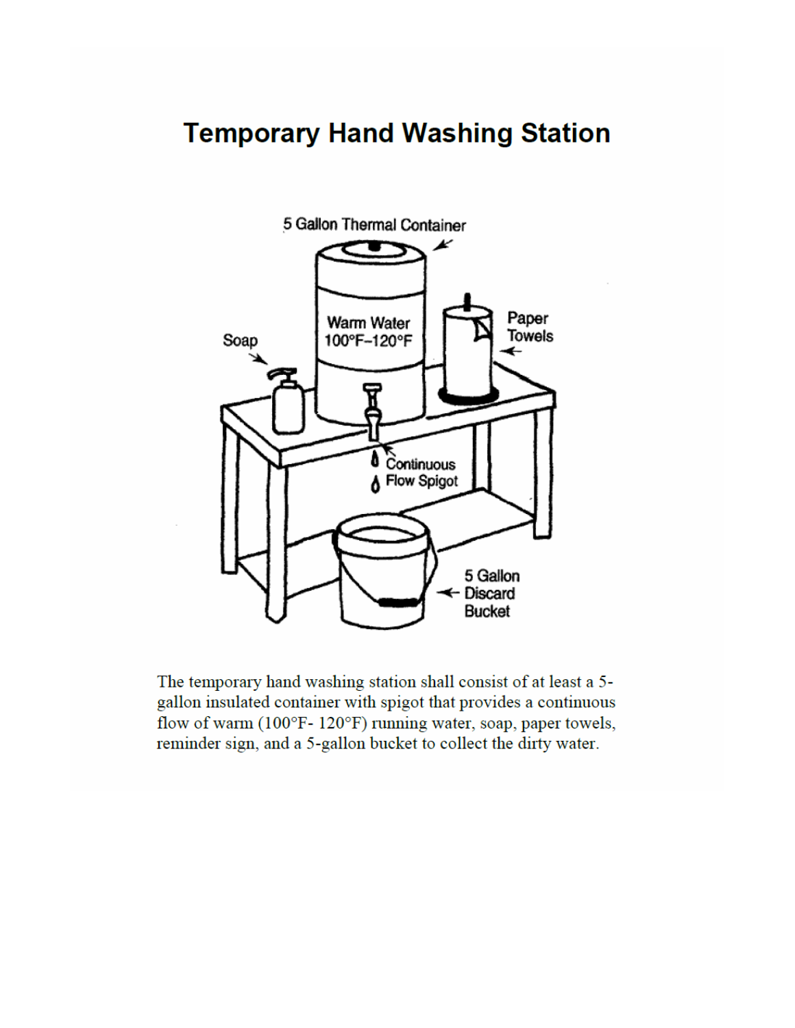# Temporary Hand Washing Station

5 Gallon Thermal Container

Warm Water 100°F–120°F

Soap

Paper Towels

Continuous Flow Spigot

5 Gallon Discard Bucket

The temporary hand washing station shall consist of at least a 5-gallon insulated container with spigot that provides a continuous flow of warm (100°F- 120°F) running water, soap, paper towels, reminder sign, and a 5-gallon bucket to collect the dirty water.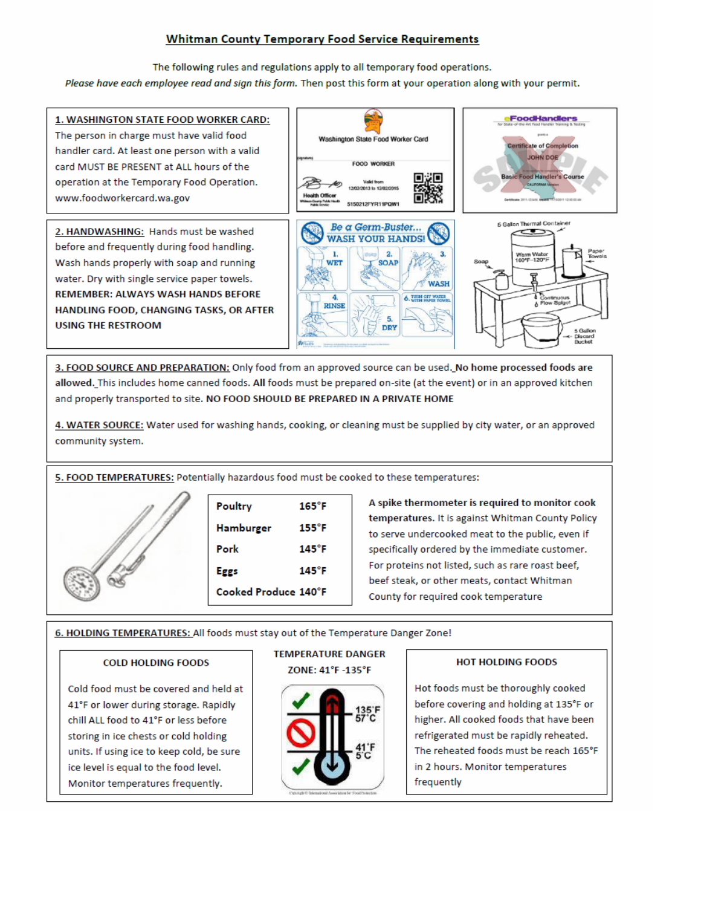## Whitman County Temporary Food Service Requirements

The following rules and regulations apply to all temporary food operations.

*Please have each employee read and sign this form.* Then post this form at your operation along with your permit.

**1. WASHINGTON STATE FOOD WORKER CARD:** The person in charge must have valid food handler card. At least one person with a valid card MUST BE PRESENT at ALL hours of the operation at the Temporary Food Operation. www.foodworkercard.wa.gov

**2. HANDWASHING:** Hands must be washed before and frequently during food handling. Wash hands properly with soap and running water. Dry with single service paper towels. **REMEMBER: ALWAYS WASH HANDS BEFORE HANDLING FOOD, CHANGING TASKS, OR AFTER USING THE RESTROOM**

**3. FOOD SOURCE AND PREPARATION:** Only food from an approved source can be used. **No home processed foods are allowed.** This includes home canned foods. **All** foods must be prepared on-site (at the event) or in an approved kitchen and properly transported to site. **NO FOOD SHOULD BE PREPARED IN A PRIVATE HOME**

**4. WATER SOURCE:** Water used for washing hands, cooking, or cleaning must be supplied by city water, or an approved community system.

**5. FOOD TEMPERATURES:** Potentially hazardous food must be cooked to these temperatures:

| Food | Temperature |
|---|---|
| Poultry | 165°F |
| Hamburger | 155°F |
| Pork | 145°F |
| Eggs | 145°F |
| Cooked Produce | 140°F |

**A spike thermometer is required to monitor cook temperatures.** It is against Whitman County Policy to serve undercooked meat to the public, even if specifically ordered by the immediate customer. For proteins not listed, such as rare roast beef, beef steak, or other meats, contact Whitman County for required cook temperature

**6. HOLDING TEMPERATURES:** All foods must stay out of the Temperature Danger Zone!

**COLD HOLDING FOODS**

Cold food must be covered and held at 41°F or lower during storage. Rapidly chill ALL food to 41°F or less before storing in ice chests or cold holding units. If using ice to keep cold, be sure ice level is equal to the food level. Monitor temperatures frequently.

**TEMPERATURE DANGER ZONE: 41°F -135°F**

**HOT HOLDING FOODS**

Hot foods must be thoroughly cooked before covering and holding at 135°F or higher. All cooked foods that have been refrigerated must be rapidly reheated. The reheated foods must be reach 165°F in 2 hours. Monitor temperatures frequently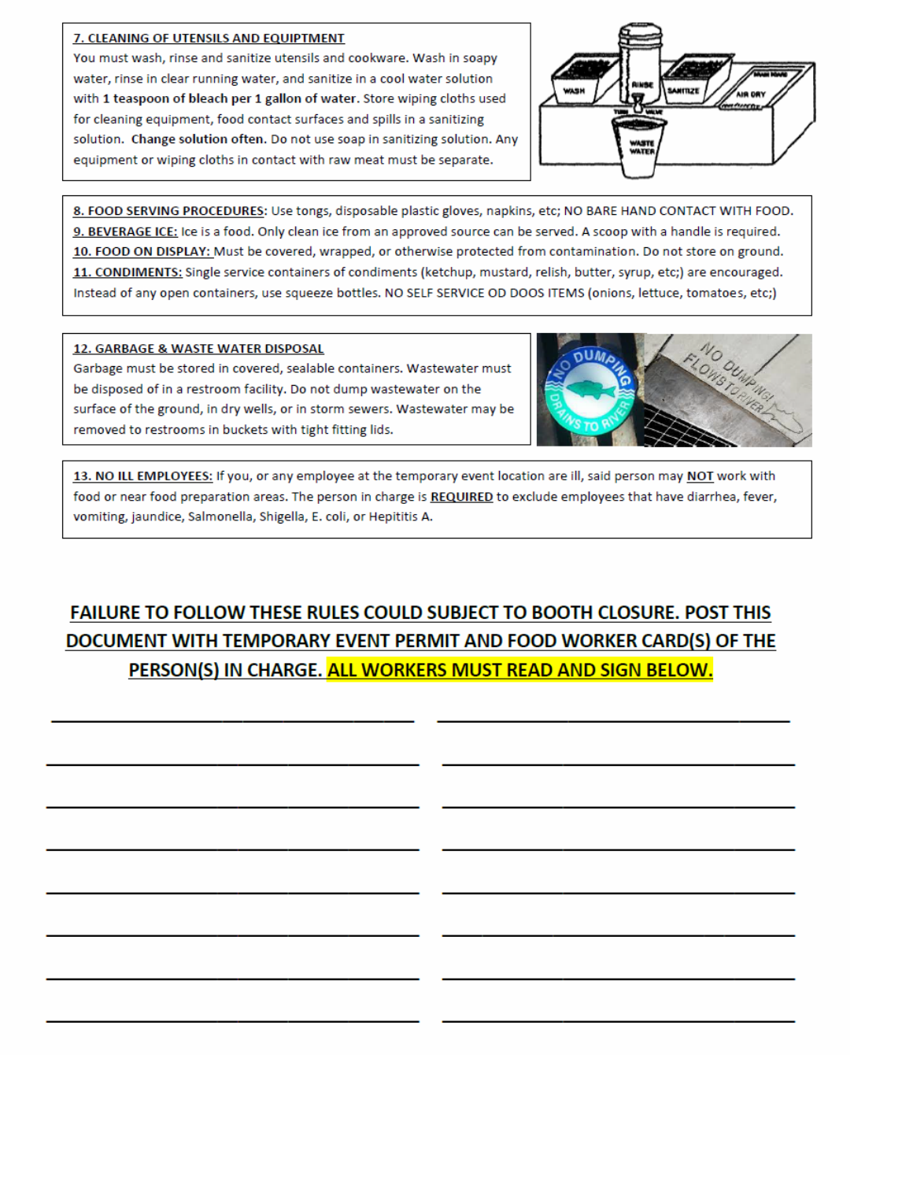**7. CLEANING OF UTENSILS AND EQUIPTMENT**

You must wash, rinse and sanitize utensils and cookware. Wash in soapy water, rinse in clear running water, and sanitize in a cool water solution with **1 teaspoon of bleach per 1 gallon of water.** Store wiping cloths used for cleaning equipment, food contact surfaces and spills in a sanitizing solution. **Change solution often.** Do not use soap in sanitizing solution. Any equipment or wiping cloths in contact with raw meat must be separate.

**8. FOOD SERVING PROCEDURES**: Use tongs, disposable plastic gloves, napkins, etc; NO BARE HAND CONTACT WITH FOOD.

**9. BEVERAGE ICE:** Ice is a food. Only clean ice from an approved source can be served. A scoop with a handle is required.

**10. FOOD ON DISPLAY:** Must be covered, wrapped, or otherwise protected from contamination. Do not store on ground.

**11. CONDIMENTS:** Single service containers of condiments (ketchup, mustard, relish, butter, syrup, etc;) are encouraged. Instead of any open containers, use squeeze bottles. NO SELF SERVICE OD DOOS ITEMS (onions, lettuce, tomatoes, etc;)

**12. GARBAGE & WASTE WATER DISPOSAL**

Garbage must be stored in covered, sealable containers. Wastewater must be disposed of in a restroom facility. Do not dump wastewater on the surface of the ground, in dry wells, or in storm sewers. Wastewater may be removed to restrooms in buckets with tight fitting lids.

**13. NO ILL EMPLOYEES:** If you, or any employee at the temporary event location are ill, said person may **NOT** work with food or near food preparation areas. The person in charge is **REQUIRED** to exclude employees that have diarrhea, fever, vomiting, jaundice, Salmonella, Shigella, E. coli, or Hepititis A.

**FAILURE TO FOLLOW THESE RULES COULD SUBJECT TO BOOTH CLOSURE. POST THIS DOCUMENT WITH TEMPORARY EVENT PERMIT AND FOOD WORKER CARD(S) OF THE PERSON(S) IN CHARGE. ALL WORKERS MUST READ AND SIGN BELOW.**

_______________________________ _______________________________

_______________________________ _______________________________

_______________________________ _______________________________

_______________________________ _______________________________

_______________________________ _______________________________

_______________________________ _______________________________

_______________________________ _______________________________

_______________________________ _______________________________